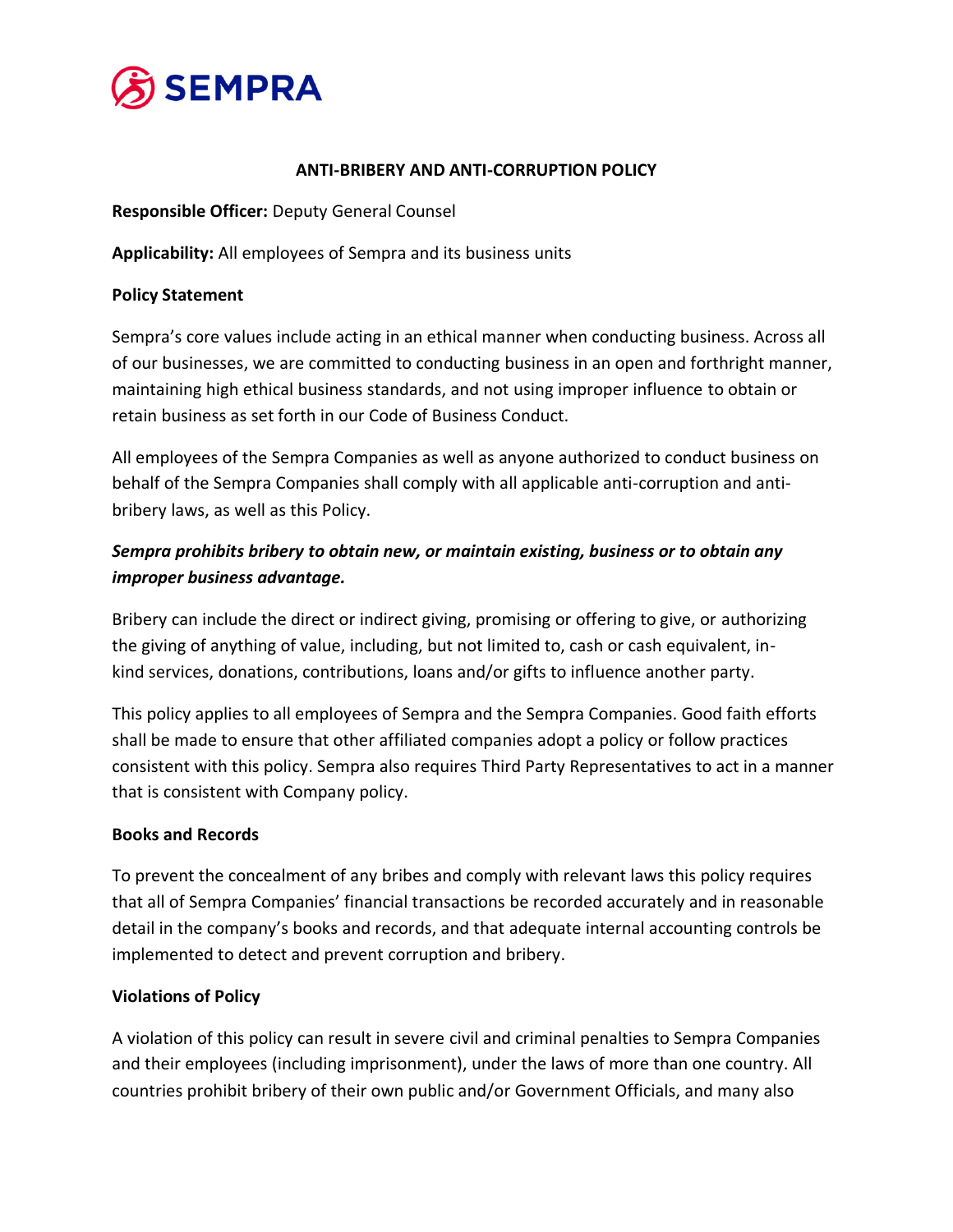# ANTI-BRIBERY AND ANTI-CORRUPTION POLICY

**Responsible Officer:** Deputy General Counsel

**Applicability:** All employees of Sempra and its business units

**Policy Statement**

Sempra's core values include acting in an ethical manner when conducting business. Across all of our businesses, we are committed to conducting business in an open and forthright manner, maintaining high ethical business standards, and not using improper influence to obtain or retain business as set forth in our Code of Business Conduct.

All employees of the Sempra Companies as well as anyone authorized to conduct business on behalf of the Sempra Companies shall comply with all applicable anti-corruption and anti-bribery laws, as well as this Policy.

***Sempra prohibits bribery to obtain new, or maintain existing, business or to obtain any improper business advantage.***

Bribery can include the direct or indirect giving, promising or offering to give, or authorizing the giving of anything of value, including, but not limited to, cash or cash equivalent, in-kind services, donations, contributions, loans and/or gifts to influence another party.

This policy applies to all employees of Sempra and the Sempra Companies. Good faith efforts shall be made to ensure that other affiliated companies adopt a policy or follow practices consistent with this policy. Sempra also requires Third Party Representatives to act in a manner that is consistent with Company policy.

**Books and Records**

To prevent the concealment of any bribes and comply with relevant laws this policy requires that all of Sempra Companies' financial transactions be recorded accurately and in reasonable detail in the company's books and records, and that adequate internal accounting controls be implemented to detect and prevent corruption and bribery.

**Violations of Policy**

A violation of this policy can result in severe civil and criminal penalties to Sempra Companies and their employees (including imprisonment), under the laws of more than one country. All countries prohibit bribery of their own public and/or Government Officials, and many also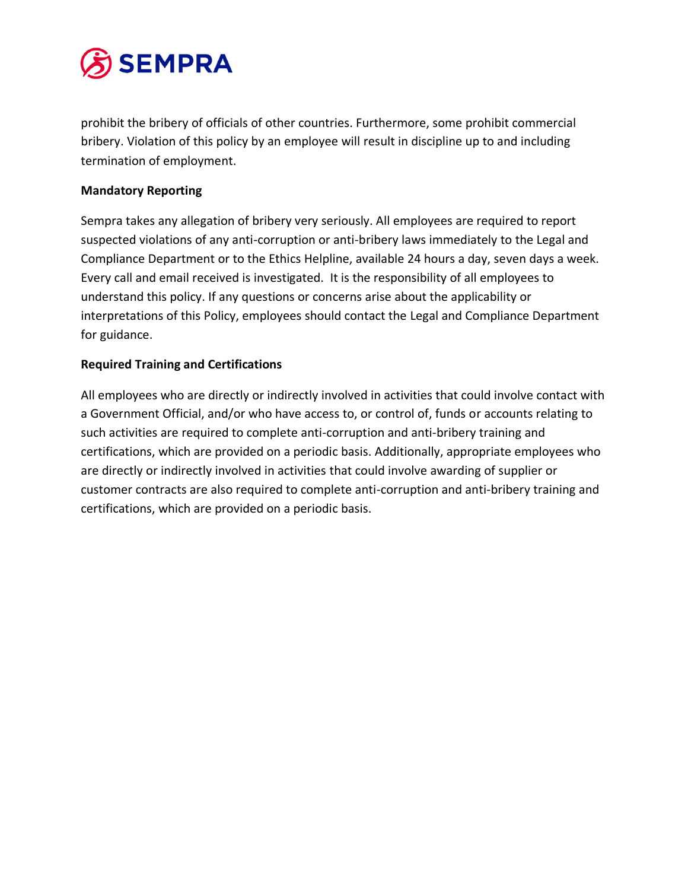prohibit the bribery of officials of other countries. Furthermore, some prohibit commercial bribery. Violation of this policy by an employee will result in discipline up to and including termination of employment.

**Mandatory Reporting**

Sempra takes any allegation of bribery very seriously. All employees are required to report suspected violations of any anti-corruption or anti-bribery laws immediately to the Legal and Compliance Department or to the Ethics Helpline, available 24 hours a day, seven days a week. Every call and email received is investigated. It is the responsibility of all employees to understand this policy. If any questions or concerns arise about the applicability or interpretations of this Policy, employees should contact the Legal and Compliance Department for guidance.

**Required Training and Certifications**

All employees who are directly or indirectly involved in activities that could involve contact with a Government Official, and/or who have access to, or control of, funds or accounts relating to such activities are required to complete anti-corruption and anti-bribery training and certifications, which are provided on a periodic basis. Additionally, appropriate employees who are directly or indirectly involved in activities that could involve awarding of supplier or customer contracts are also required to complete anti-corruption and anti-bribery training and certifications, which are provided on a periodic basis.